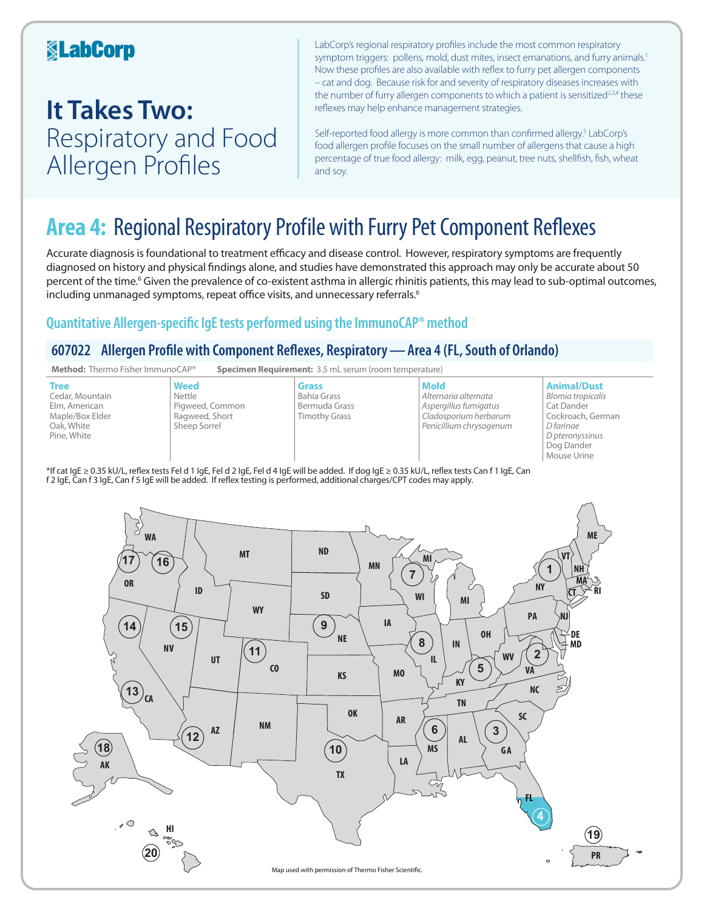LabCorp

# It Takes Two: Respiratory and Food Allergen Profiles

LabCorp's regional respiratory profiles include the most common respiratory symptom triggers: pollens, mold, dust mites, insect emanations, and furry animals.[1] Now these profiles are also available with reflex to furry pet allergen components – cat and dog. Because risk for and severity of respiratory diseases increases with the number of furry allergen components to which a patient is sensitized[2,3,4] these reflexes may help enhance management strategies.

Self-reported food allergy is more common than confirmed allergy.[5] LabCorp's food allergen profile focuses on the small number of allergens that cause a high percentage of true food allergy: milk, egg, peanut, tree nuts, shellfish, fish, wheat and soy.

## Area 4: Regional Respiratory Profile with Furry Pet Component Reflexes

Accurate diagnosis is foundational to treatment efficacy and disease control. However, respiratory symptoms are frequently diagnosed on history and physical findings alone, and studies have demonstrated this approach may only be accurate about 50 percent of the time.[6] Given the prevalence of co-existent asthma in allergic rhinitis patients, this may lead to sub-optimal outcomes, including unmanaged symptoms, repeat office visits, and unnecessary referrals.[6]

### Quantitative Allergen-specific IgE tests performed using the ImmunoCAP® method

### 607022 Allergen Profile with Component Reflexes, Respiratory — Area 4 (FL, South of Orlando)

**Method:** Thermo Fisher ImmunoCAP® **Specimen Requirement:** 3.5 mL serum (room temperature)

| Tree | Weed | Grass | Mold | Animal/Dust |
|---|---|---|---|---|
| Cedar, Mountain | Nettle | Bahia Grass | *Alternaria alternata* | *Blomia tropicalis* |
| Elm, American | Pigweed, Common | Bermuda Grass | *Aspergillus fumigatus* | Cat Dander |
| Maple/Box Elder | Ragweed, Short | Timothy Grass | *Cladosporium herbarum* | Cockroach, German |
| Oak, White | Sheep Sorrel | | *Penicillium chrysogenum* | *D farinae* |
| Pine, White | | | | *D pteronyssinus* |
| | | | | Dog Dander |
| | | | | Mouse Urine |

*If cat IgE ≥ 0.35 kU/L, reflex tests Fel d 1 IgE, Fel d 2 IgE, Fel d 4 IgE will be added. If dog IgE ≥ 0.35 kU/L, reflex tests Can f 1 IgE, Can f 2 IgE, Can f 3 IgE, Can f 5 IgE will be added. If reflex testing is performed, additional charges/CPT codes may apply.

Map used with permission of Thermo Fisher Scientific.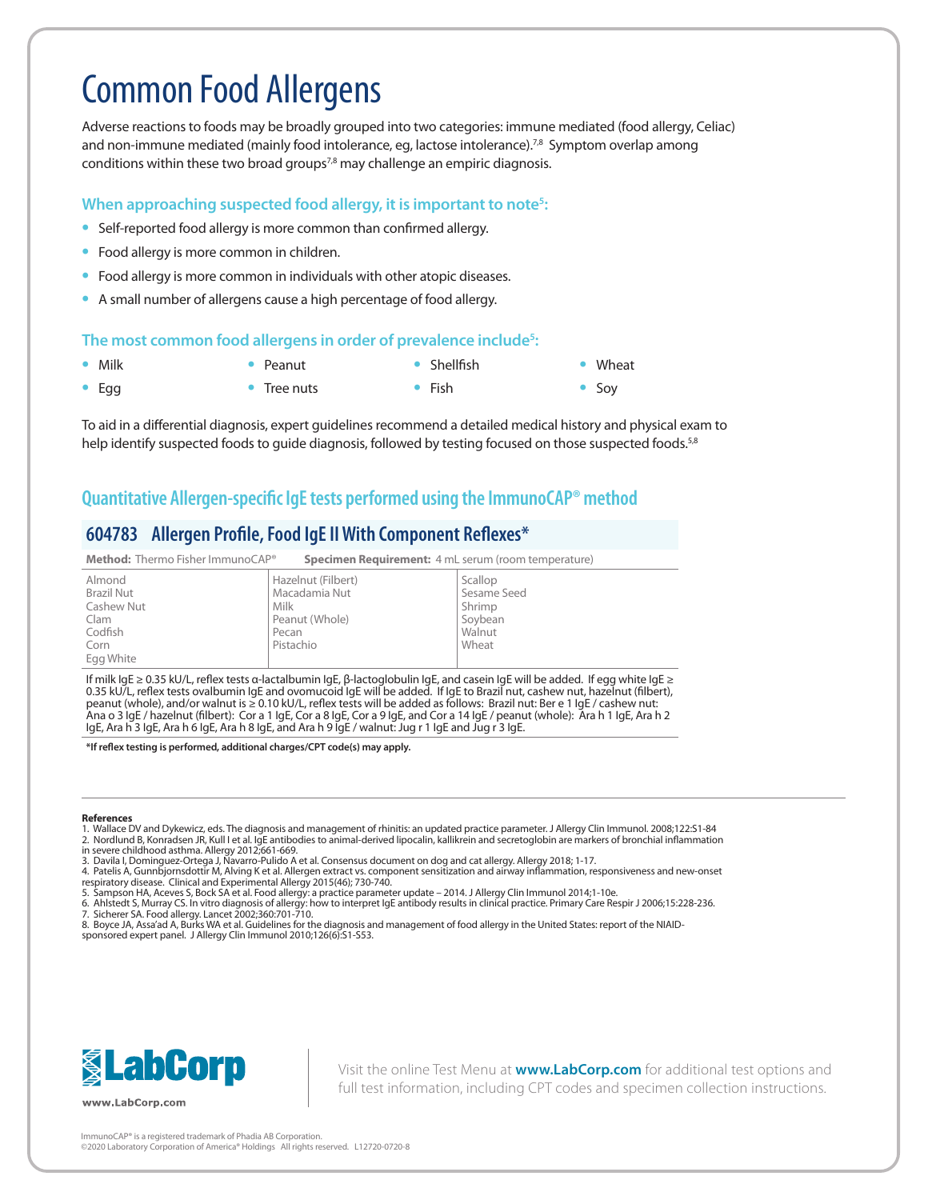# Common Food Allergens

Adverse reactions to foods may be broadly grouped into two categories: immune mediated (food allergy, Celiac) and non-immune mediated (mainly food intolerance, eg, lactose intolerance).[7,8] Symptom overlap among conditions within these two broad groups[7,8] may challenge an empiric diagnosis.

### When approaching suspected food allergy, it is important to note[5]:

- Self-reported food allergy is more common than confirmed allergy.
- Food allergy is more common in children.
- Food allergy is more common in individuals with other atopic diseases.
- A small number of allergens cause a high percentage of food allergy.

### The most common food allergens in order of prevalence include[5]:

- Milk
- Egg
- Peanut
- Tree nuts
- Shellfish
- Fish
- Wheat
- Soy

To aid in a differential diagnosis, expert guidelines recommend a detailed medical history and physical exam to help identify suspected foods to guide diagnosis, followed by testing focused on those suspected foods.[5,8]

## Quantitative Allergen-specific IgE tests performed using the ImmunoCAP® method

### 604783 Allergen Profile, Food IgE II With Component Reflexes*

**Method:** Thermo Fisher ImmunoCAP® **Specimen Requirement:** 4 mL serum (room temperature)

| | | |
|---|---|---|
| Almond<br>Brazil Nut<br>Cashew Nut<br>Clam<br>Codfish<br>Corn<br>Egg White | Hazelnut (Filbert)<br>Macadamia Nut<br>Milk<br>Peanut (Whole)<br>Pecan<br>Pistachio | Scallop<br>Sesame Seed<br>Shrimp<br>Soybean<br>Walnut<br>Wheat |

If milk IgE ≥ 0.35 kU/L, reflex tests α-lactalbumin IgE, β-lactoglobulin IgE, and casein IgE will be added. If egg white IgE ≥ 0.35 kU/L, reflex tests ovalbumin IgE and ovomucoid IgE will be added. If IgE to Brazil nut, cashew nut, hazelnut (filbert), peanut (whole), and/or walnut is ≥ 0.10 kU/L, reflex tests will be added as follows: Brazil nut: Ber e 1 IgE / cashew nut: Ana o 3 IgE / hazelnut (filbert): Cor a 1 IgE, Cor a 8 IgE, Cor a 9 IgE, and Cor a 14 IgE / peanut (whole): Ara h 1 IgE, Ara h 2 IgE, Ara h 3 IgE, Ara h 6 IgE, Ara h 8 IgE, and Ara h 9 IgE / walnut: Jug r 1 IgE and Jug r 3 IgE.

**\*If reflex testing is performed, additional charges/CPT code(s) may apply.**

**References**

1. Wallace DV and Dykewicz, eds. The diagnosis and management of rhinitis: an updated practice parameter. J Allergy Clin Immunol. 2008;122:S1-84
2. Nordlund B, Konradsen JR, Kull I et al. IgE antibodies to animal-derived lipocalin, kallikrein and secretoglobin are markers of bronchial inflammation in severe childhood asthma. Allergy 2012;661-669.
3. Davila I, Dominguez-Ortega J, Navarro-Pulido A et al. Consensus document on dog and cat allergy. Allergy 2018; 1-17.
4. Patelis A, Gunnbjornsdottir M, Alving K et al. Allergen extract vs. component sensitization and airway inflammation, responsiveness and new-onset respiratory disease. Clinical and Experimental Allergy 2015(46); 730-740.
5. Sampson HA, Aceves S, Bock SA et al. Food allergy: a practice parameter update – 2014. J Allergy Clin Immunol 2014;1-10e.
6. Ahlstedt S, Murray CS. In vitro diagnosis of allergy: how to interpret IgE antibody results in clinical practice. Primary Care Respir J 2006;15:228-236.
7. Sicherer SA. Food allergy. Lancet 2002;360:701-710.
8. Boyce JA, Assa'ad A, Burks WA et al. Guidelines for the diagnosis and management of food allergy in the United States: report of the NIAID-sponsored expert panel. J Allergy Clin Immunol 2010;126(6):S1-S53.

LabCorp

www.LabCorp.com

Visit the online Test Menu at **www.LabCorp.com** for additional test options and full test information, including CPT codes and specimen collection instructions.

ImmunoCAP® is a registered trademark of Phadia AB Corporation.
©2020 Laboratory Corporation of America® Holdings All rights reserved. L12720-0720-8